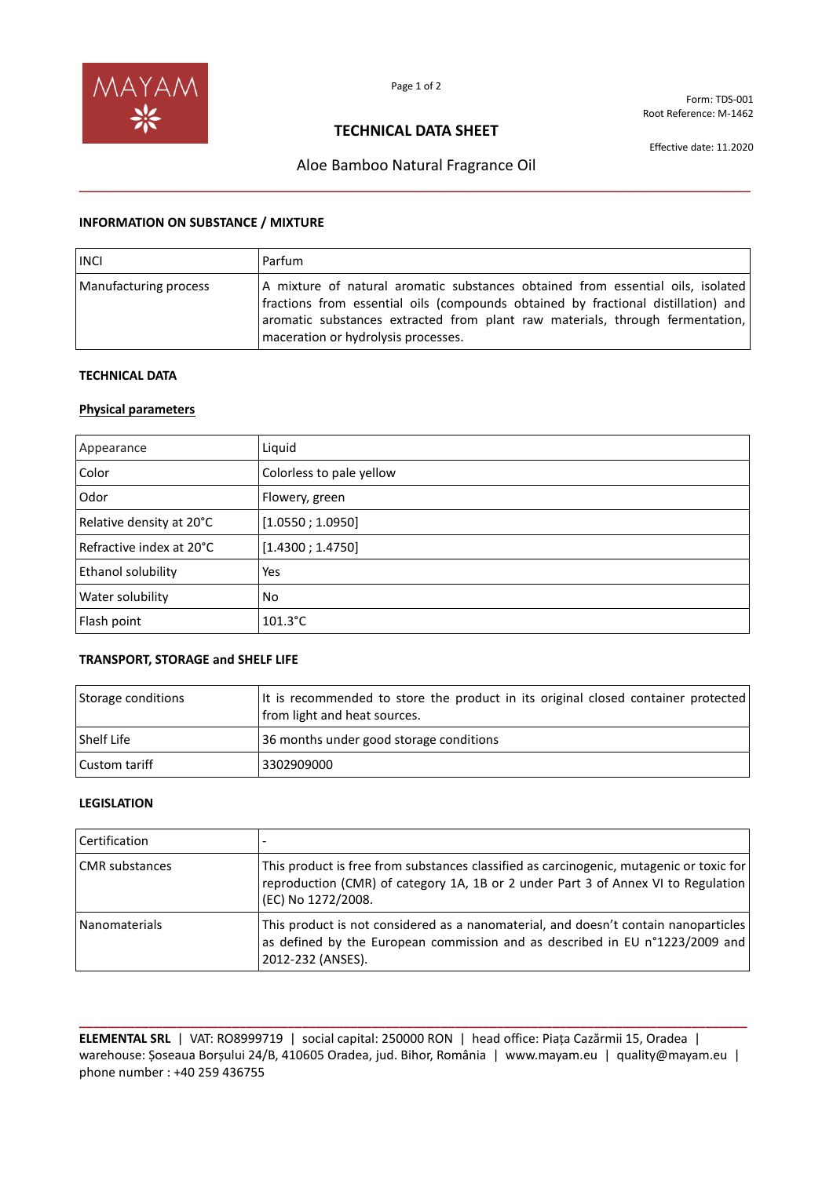Form: TDS-001
Root Reference: M-1462

# TECHNICAL DATA SHEET

Effective date: 11.2020

## Aloe Bamboo Natural Fragrance Oil

### INFORMATION ON SUBSTANCE / MIXTURE

| | |
|---|---|
| INCI | Parfum |
| Manufacturing process | A mixture of natural aromatic substances obtained from essential oils, isolated fractions from essential oils (compounds obtained by fractional distillation) and aromatic substances extracted from plant raw materials, through fermentation, maceration or hydrolysis processes. |

### TECHNICAL DATA

**Physical parameters**

| | |
|---|---|
| Appearance | Liquid |
| Color | Colorless to pale yellow |
| Odor | Flowery, green |
| Relative density at 20°C | [1.0550 ; 1.0950] |
| Refractive index at 20°C | [1.4300 ; 1.4750] |
| Ethanol solubility | Yes |
| Water solubility | No |
| Flash point | 101.3°C |

### TRANSPORT, STORAGE and SHELF LIFE

| | |
|---|---|
| Storage conditions | It is recommended to store the product in its original closed container protected from light and heat sources. |
| Shelf Life | 36 months under good storage conditions |
| Custom tariff | 3302909000 |

### LEGISLATION

| | |
|---|---|
| Certification | - |
| CMR substances | This product is free from substances classified as carcinogenic, mutagenic or toxic for reproduction (CMR) of category 1A, 1B or 2 under Part 3 of Annex VI to Regulation (EC) No 1272/2008. |
| Nanomaterials | This product is not considered as a nanomaterial, and doesn't contain nanoparticles as defined by the European commission and as described in EU n°1223/2009 and 2012-232 (ANSES). |

**ELEMENTAL SRL** | VAT: RO8999719 | social capital: 250000 RON | head office: Piața Cazărmii 15, Oradea | warehouse: Șoseaua Borșului 24/B, 410605 Oradea, jud. Bihor, România | www.mayam.eu | quality@mayam.eu | phone number : +40 259 436755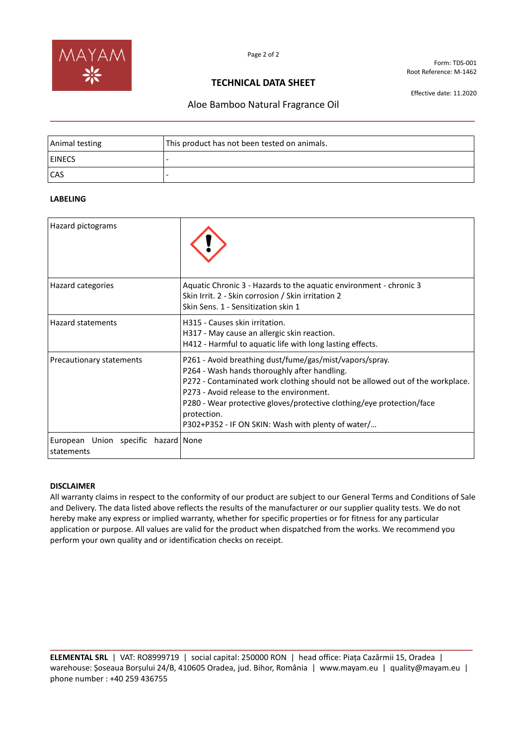MAYAM

Form: TDS-001
Root Reference: M-1462

## TECHNICAL DATA SHEET

Effective date: 11.2020

Aloe Bamboo Natural Fragrance Oil

| | |
|---|---|
| Animal testing | This product has not been tested on animals. |
| EINECS | - |
| CAS | - |

**LABELING**

| | |
|---|---|
| Hazard pictograms | |
| Hazard categories | Aquatic Chronic 3 - Hazards to the aquatic environment - chronic 3<br>Skin Irrit. 2 - Skin corrosion / Skin irritation 2<br>Skin Sens. 1 - Sensitization skin 1 |
| Hazard statements | H315 - Causes skin irritation.<br>H317 - May cause an allergic skin reaction.<br>H412 - Harmful to aquatic life with long lasting effects. |
| Precautionary statements | P261 - Avoid breathing dust/fume/gas/mist/vapors/spray.<br>P264 - Wash hands thoroughly after handling.<br>P272 - Contaminated work clothing should not be allowed out of the workplace.<br>P273 - Avoid release to the environment.<br>P280 - Wear protective gloves/protective clothing/eye protection/face protection.<br>P302+P352 - IF ON SKIN: Wash with plenty of water/… |
| European Union specific hazard statements | None |

**DISCLAIMER**

All warranty claims in respect to the conformity of our product are subject to our General Terms and Conditions of Sale and Delivery. The data listed above reflects the results of the manufacturer or our supplier quality tests. We do not hereby make any express or implied warranty, whether for specific properties or for fitness for any particular application or purpose. All values are valid for the product when dispatched from the works. We recommend you perform your own quality and or identification checks on receipt.

**ELEMENTAL SRL** | VAT: RO8999719 | social capital: 250000 RON | head office: Piața Cazărmii 15, Oradea | warehouse: Șoseaua Borșului 24/B, 410605 Oradea, jud. Bihor, România | www.mayam.eu | quality@mayam.eu | phone number : +40 259 436755